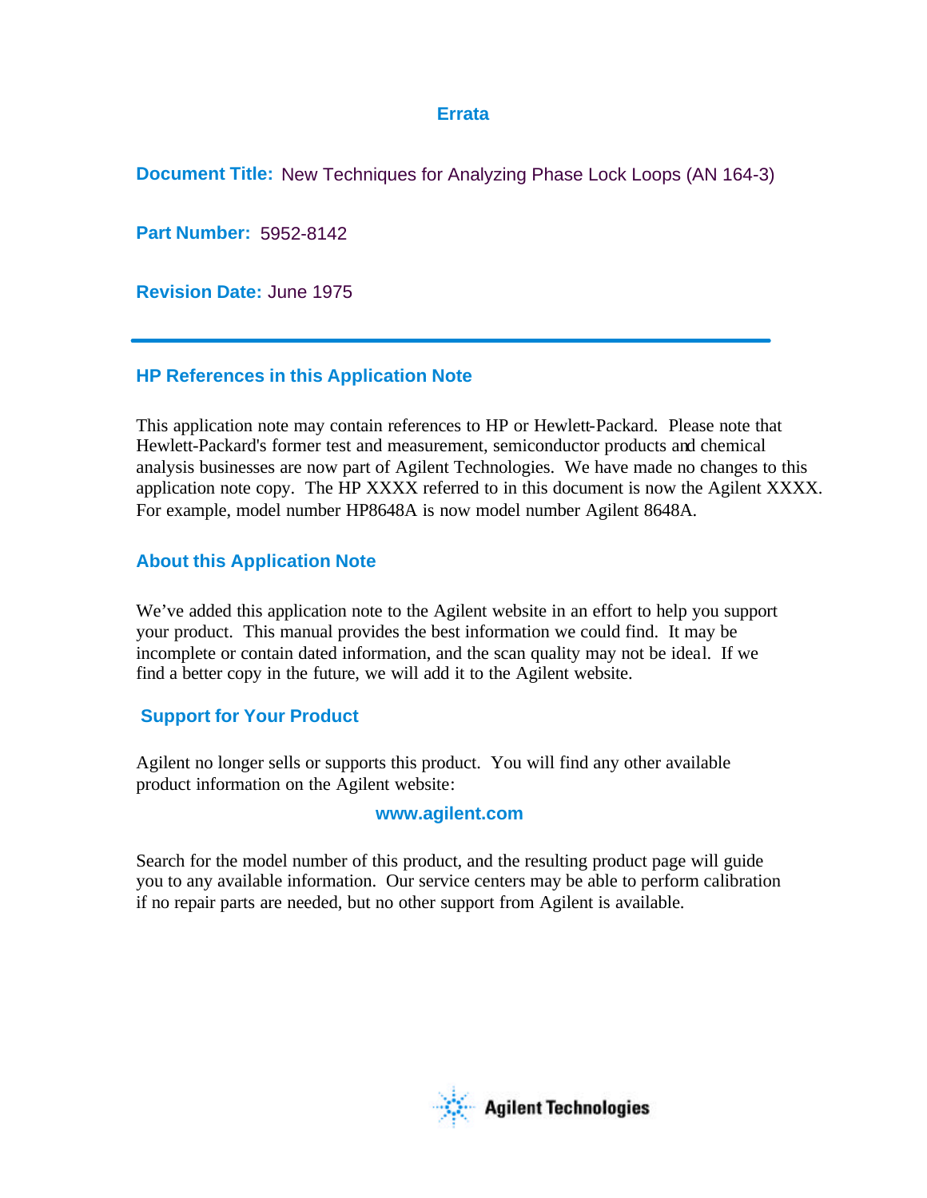# Errata

**Document Title:** New Techniques for Analyzing Phase Lock Loops (AN 164-3)

**Part Number:** 5952-8142

**Revision Date:** June 1975

---

## HP References in this Application Note

This application note may contain references to HP or Hewlett-Packard. Please note that Hewlett-Packard's former test and measurement, semiconductor products and chemical analysis businesses are now part of Agilent Technologies. We have made no changes to this application note copy. The HP XXXX referred to in this document is now the Agilent XXXX. For example, model number HP8648A is now model number Agilent 8648A.

## About this Application Note

We've added this application note to the Agilent website in an effort to help you support your product. This manual provides the best information we could find. It may be incomplete or contain dated information, and the scan quality may not be ideal. If we find a better copy in the future, we will add it to the Agilent website.

## Support for Your Product

Agilent no longer sells or supports this product. You will find any other available product information on the Agilent website:

**www.agilent.com**

Search for the model number of this product, and the resulting product page will guide you to any available information. Our service centers may be able to perform calibration if no repair parts are needed, but no other support from Agilent is available.

Agilent Technologies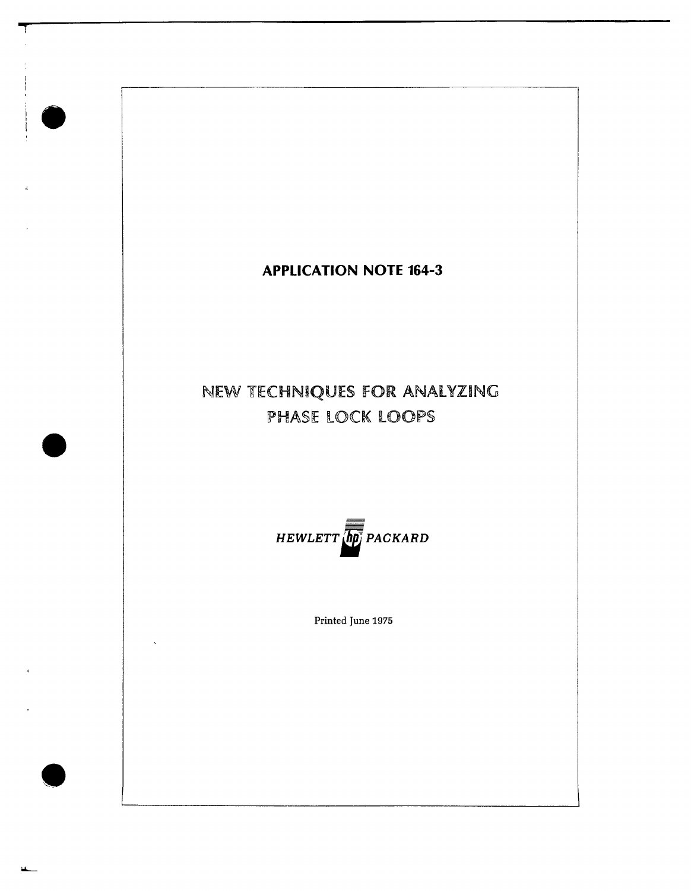**APPLICATION NOTE 164-3**

# NEW TECHNIQUES FOR ANALYZING PHASE LOCK LOOPS

HEWLETT PACKARD

Printed June 1975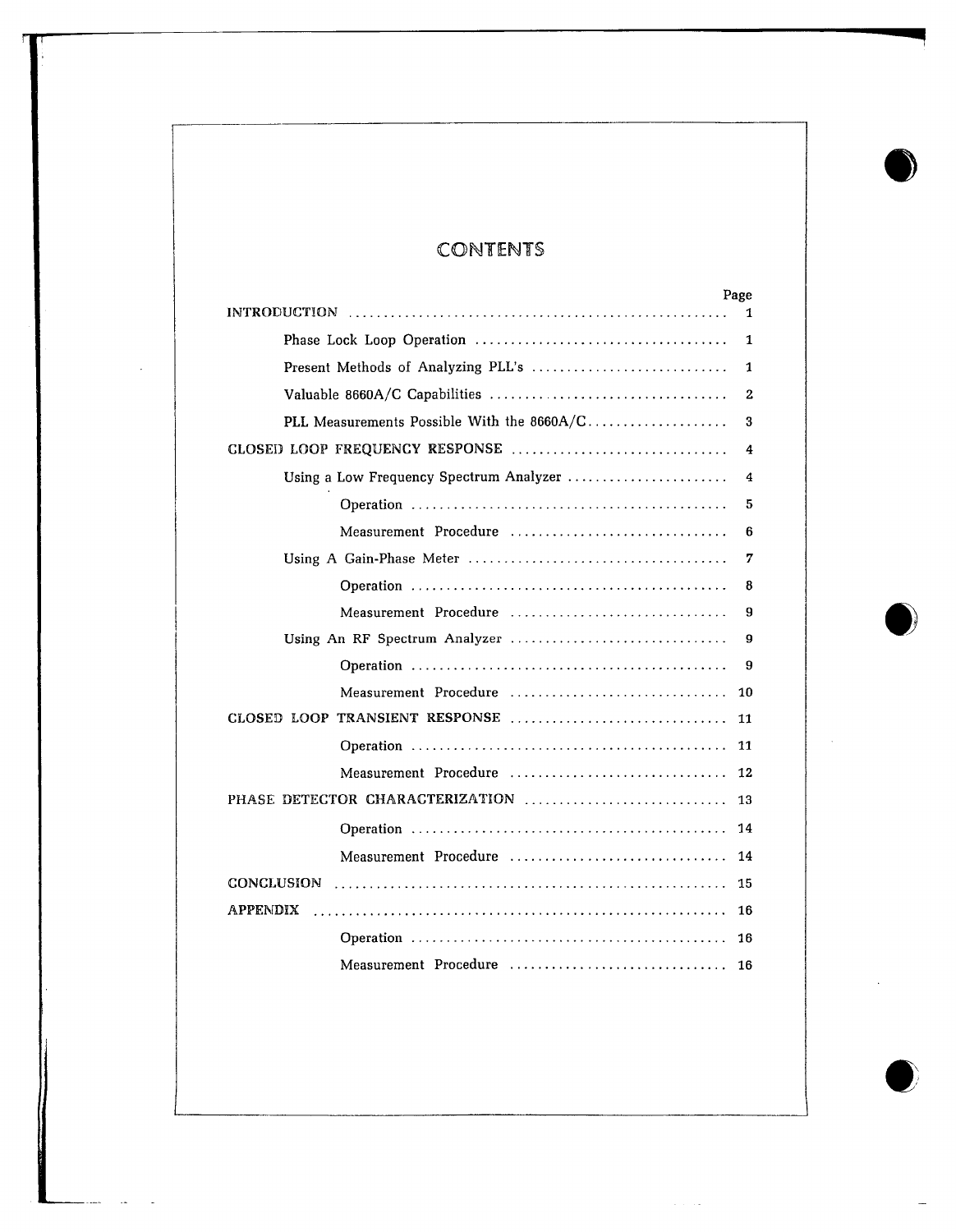# CONTENTS

| | Page |
|---|---|
| INTRODUCTION | 1 |
| Phase Lock Loop Operation | 1 |
| Present Methods of Analyzing PLL's | 1 |
| Valuable 8660A/C Capabilities | 2 |
| PLL Measurements Possible With the 8660A/C | 3 |
| CLOSED LOOP FREQUENCY RESPONSE | 4 |
| Using a Low Frequency Spectrum Analyzer | 4 |
| Operation | 5 |
| Measurement Procedure | 6 |
| Using A Gain-Phase Meter | 7 |
| Operation | 8 |
| Measurement Procedure | 9 |
| Using An RF Spectrum Analyzer | 9 |
| Operation | 9 |
| Measurement Procedure | 10 |
| CLOSED LOOP TRANSIENT RESPONSE | 11 |
| Operation | 11 |
| Measurement Procedure | 12 |
| PHASE DETECTOR CHARACTERIZATION | 13 |
| Operation | 14 |
| Measurement Procedure | 14 |
| CONCLUSION | 15 |
| APPENDIX | 16 |
| Operation | 16 |
| Measurement Procedure | 16 |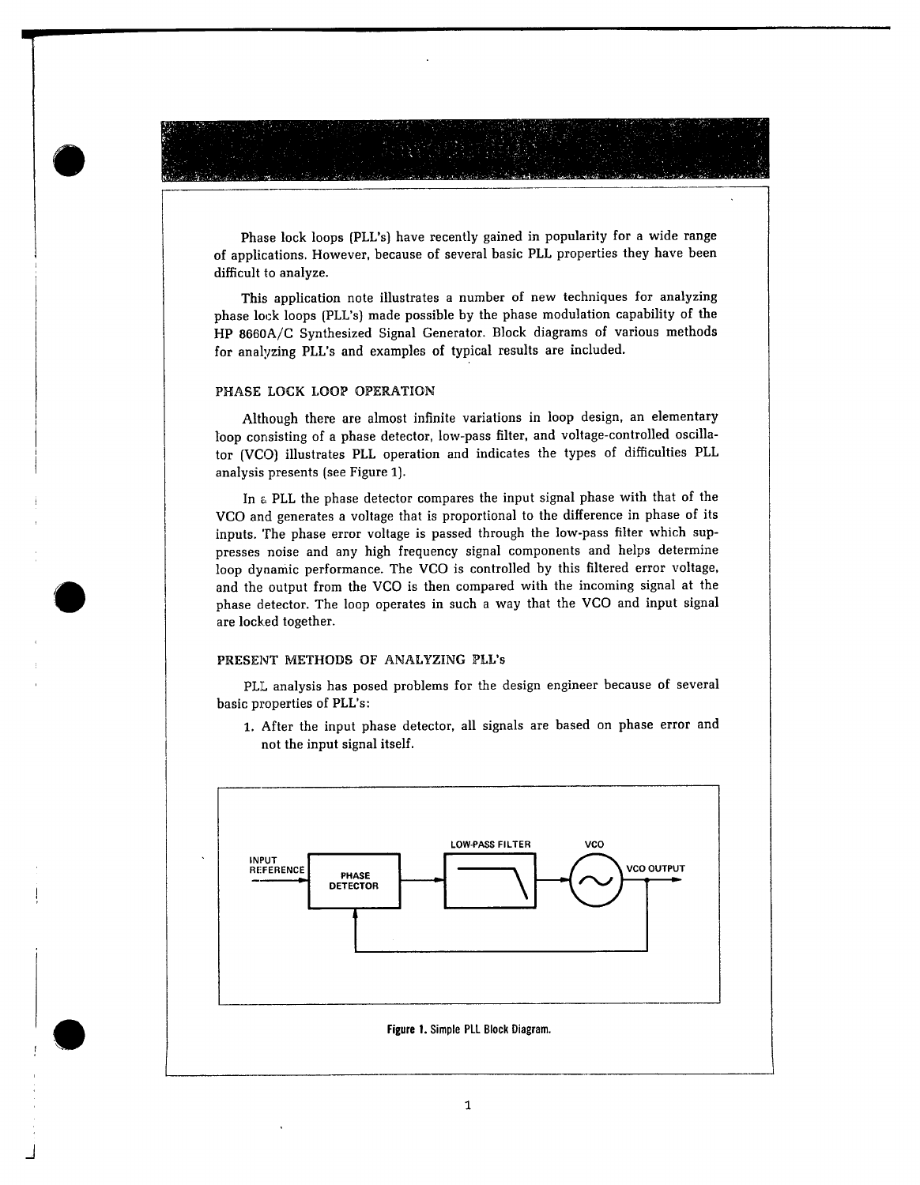Phase lock loops (PLL's) have recently gained in popularity for a wide range of applications. However, because of several basic PLL properties they have been difficult to analyze.

This application note illustrates a number of new techniques for analyzing phase lock loops (PLL's) made possible by the phase modulation capability of the HP 8660A/C Synthesized Signal Generator. Block diagrams of various methods for analyzing PLL's and examples of typical results are included.

## PHASE LOCK LOOP OPERATION

Although there are almost infinite variations in loop design, an elementary loop consisting of a phase detector, low-pass filter, and voltage-controlled oscillator (VCO) illustrates PLL operation and indicates the types of difficulties PLL analysis presents (see Figure 1).

In a PLL the phase detector compares the input signal phase with that of the VCO and generates a voltage that is proportional to the difference in phase of its inputs. The phase error voltage is passed through the low-pass filter which suppresses noise and any high frequency signal components and helps determine loop dynamic performance. The VCO is controlled by this filtered error voltage, and the output from the VCO is then compared with the incoming signal at the phase detector. The loop operates in such a way that the VCO and input signal are locked together.

## PRESENT METHODS OF ANALYZING PLL's

PLL analysis has posed problems for the design engineer because of several basic properties of PLL's:

1. After the input phase detector, all signals are based on phase error and not the input signal itself.

INPUT REFERENCE — PHASE DETECTOR — LOW-PASS FILTER — VCO — VCO OUTPUT

**Figure 1.** Simple PLL Block Diagram.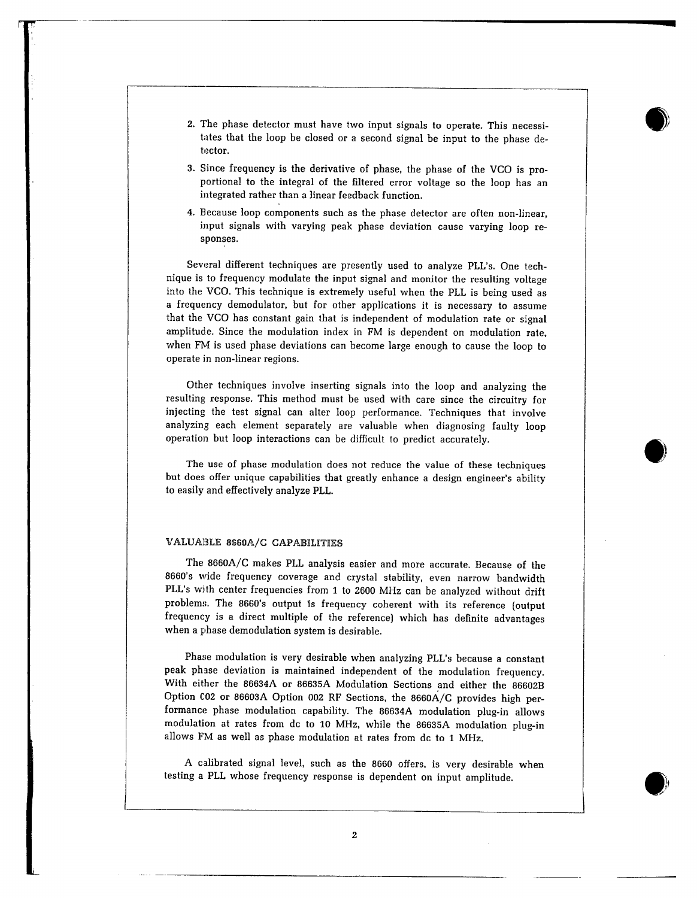2. The phase detector must have two input signals to operate. This necessitates that the loop be closed or a second signal be input to the phase detector.
3. Since frequency is the derivative of phase, the phase of the VCO is proportional to the integral of the filtered error voltage so the loop has an integrated rather than a linear feedback function.
4. Because loop components such as the phase detector are often non-linear, input signals with varying peak phase deviation cause varying loop responses.

Several different techniques are presently used to analyze PLL's. One technique is to frequency modulate the input signal and monitor the resulting voltage into the VCO. This technique is extremely useful when the PLL is being used as a frequency demodulator, but for other applications it is necessary to assume that the VCO has constant gain that is independent of modulation rate or signal amplitude. Since the modulation index in FM is dependent on modulation rate, when FM is used phase deviations can become large enough to cause the loop to operate in non-linear regions.

Other techniques involve inserting signals into the loop and analyzing the resulting response. This method must be used with care since the circuitry for injecting the test signal can alter loop performance. Techniques that involve analyzing each element separately are valuable when diagnosing faulty loop operation but loop interactions can be difficult to predict accurately.

The use of phase modulation does not reduce the value of these techniques but does offer unique capabilities that greatly enhance a design engineer's ability to easily and effectively analyze PLL.

## VALUABLE 8660A/C CAPABILITIES

The 8660A/C makes PLL analysis easier and more accurate. Because of the 8660's wide frequency coverage and crystal stability, even narrow bandwidth PLL's with center frequencies from 1 to 2600 MHz can be analyzed without drift problems. The 8660's output is frequency coherent with its reference (output frequency is a direct multiple of the reference) which has definite advantages when a phase demodulation system is desirable.

Phase modulation is very desirable when analyzing PLL's because a constant peak phase deviation is maintained independent of the modulation frequency. With either the 86634A or 86635A Modulation Sections and either the 86602B Option C02 or 86603A Option 002 RF Sections, the 8660A/C provides high performance phase modulation capability. The 86634A modulation plug-in allows modulation at rates from dc to 10 MHz, while the 86635A modulation plug-in allows FM as well as phase modulation at rates from dc to 1 MHz.

A calibrated signal level, such as the 8660 offers, is very desirable when testing a PLL whose frequency response is dependent on input amplitude.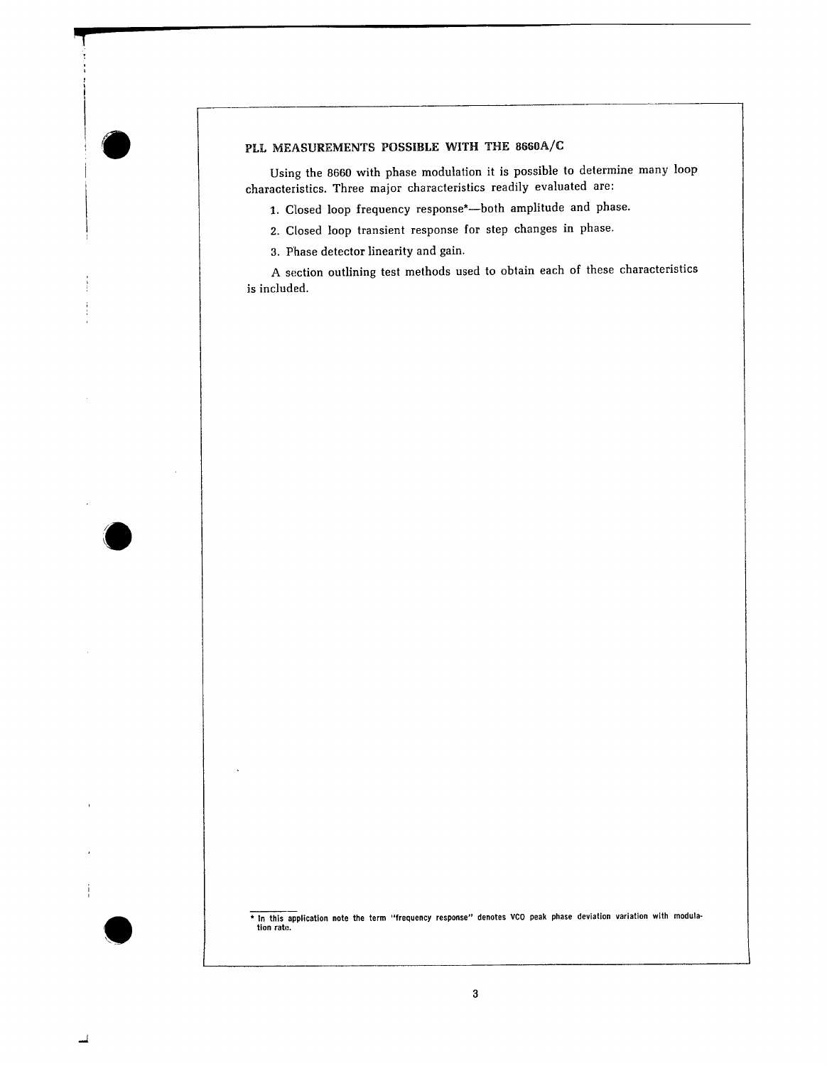## PLL MEASUREMENTS POSSIBLE WITH THE 8660A/C

Using the 8660 with phase modulation it is possible to determine many loop characteristics. Three major characteristics readily evaluated are:

1. Closed loop frequency response*—both amplitude and phase.
2. Closed loop transient response for step changes in phase.
3. Phase detector linearity and gain.

A section outlining test methods used to obtain each of these characteristics is included.

* In this application note the term "frequency response" denotes VCO peak phase deviation variation with modulation rate.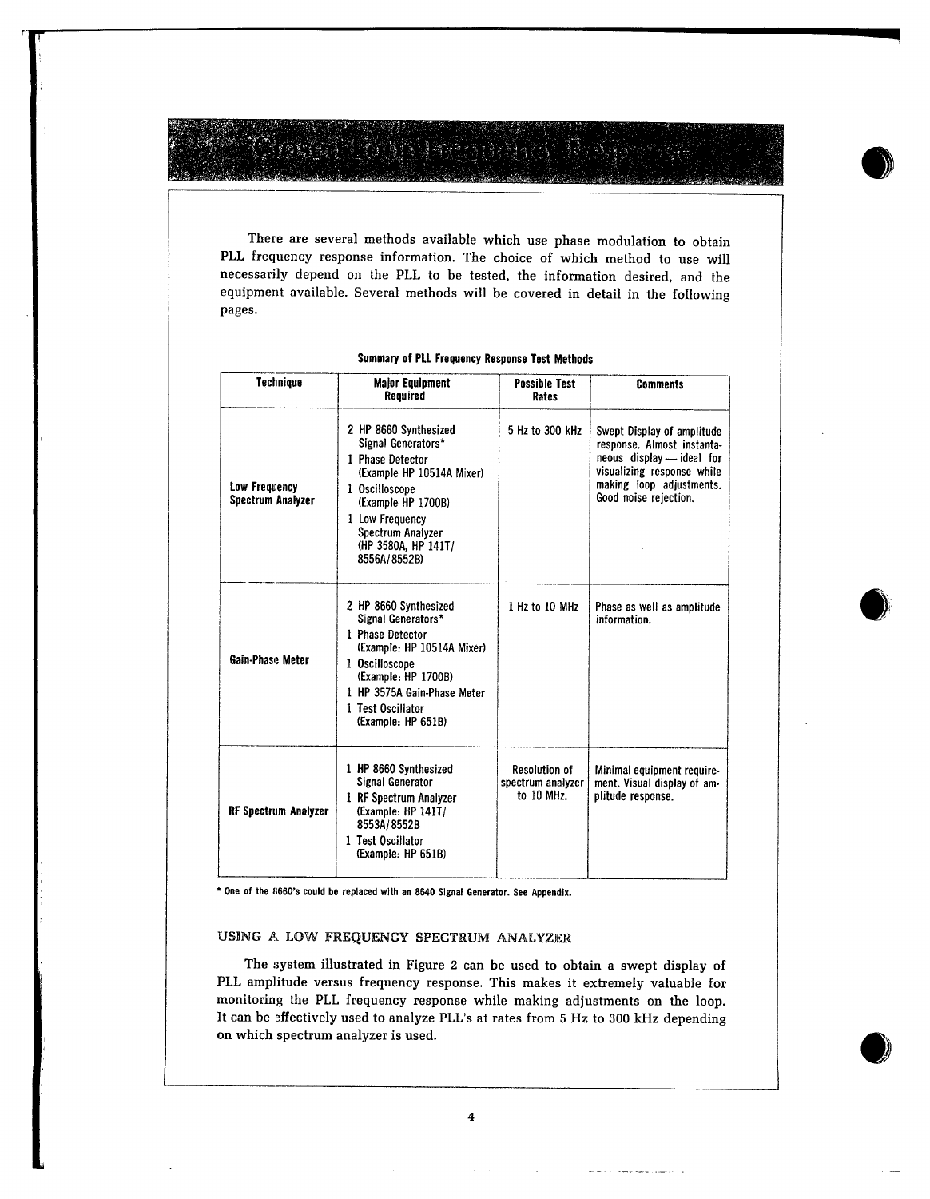## Closed Loop Frequency Response

There are several methods available which use phase modulation to obtain PLL frequency response information. The choice of which method to use will necessarily depend on the PLL to be tested, the information desired, and the equipment available. Several methods will be covered in detail in the following pages.

**Summary of PLL Frequency Response Test Methods**

| Technique | Major Equipment Required | Possible Test Rates | Comments |
|---|---|---|---|
| **Low Frequency Spectrum Analyzer** | 2 HP 8660 Synthesized Signal Generators*<br>1 Phase Detector (Example HP 10514A Mixer)<br>1 Oscilloscope (Example HP 1700B)<br>1 Low Frequency Spectrum Analyzer (HP 3580A, HP 141T/8556A/8552B) | 5 Hz to 300 kHz | Swept Display of amplitude response. Almost instantaneous display — ideal for visualizing response while making loop adjustments. Good noise rejection. |
| **Gain-Phase Meter** | 2 HP 8660 Synthesized Signal Generators*<br>1 Phase Detector (Example: HP 10514A Mixer)<br>1 Oscilloscope (Example: HP 1700B)<br>1 HP 3575A Gain-Phase Meter<br>1 Test Oscillator (Example: HP 651B) | 1 Hz to 10 MHz | Phase as well as amplitude information. |
| **RF Spectrum Analyzer** | 1 HP 8660 Synthesized Signal Generator<br>1 RF Spectrum Analyzer (Example: HP 141T/8553A/8552B<br>1 Test Oscillator (Example: HP 651B) | Resolution of spectrum analyzer to 10 MHz. | Minimal equipment requirement. Visual display of amplitude response. |

\* One of the 8660's could be replaced with an 8640 Signal Generator. See Appendix.

### USING A LOW FREQUENCY SPECTRUM ANALYZER

The system illustrated in Figure 2 can be used to obtain a swept display of PLL amplitude versus frequency response. This makes it extremely valuable for monitoring the PLL frequency response while making adjustments on the loop. It can be effectively used to analyze PLL's at rates from 5 Hz to 300 kHz depending on which spectrum analyzer is used.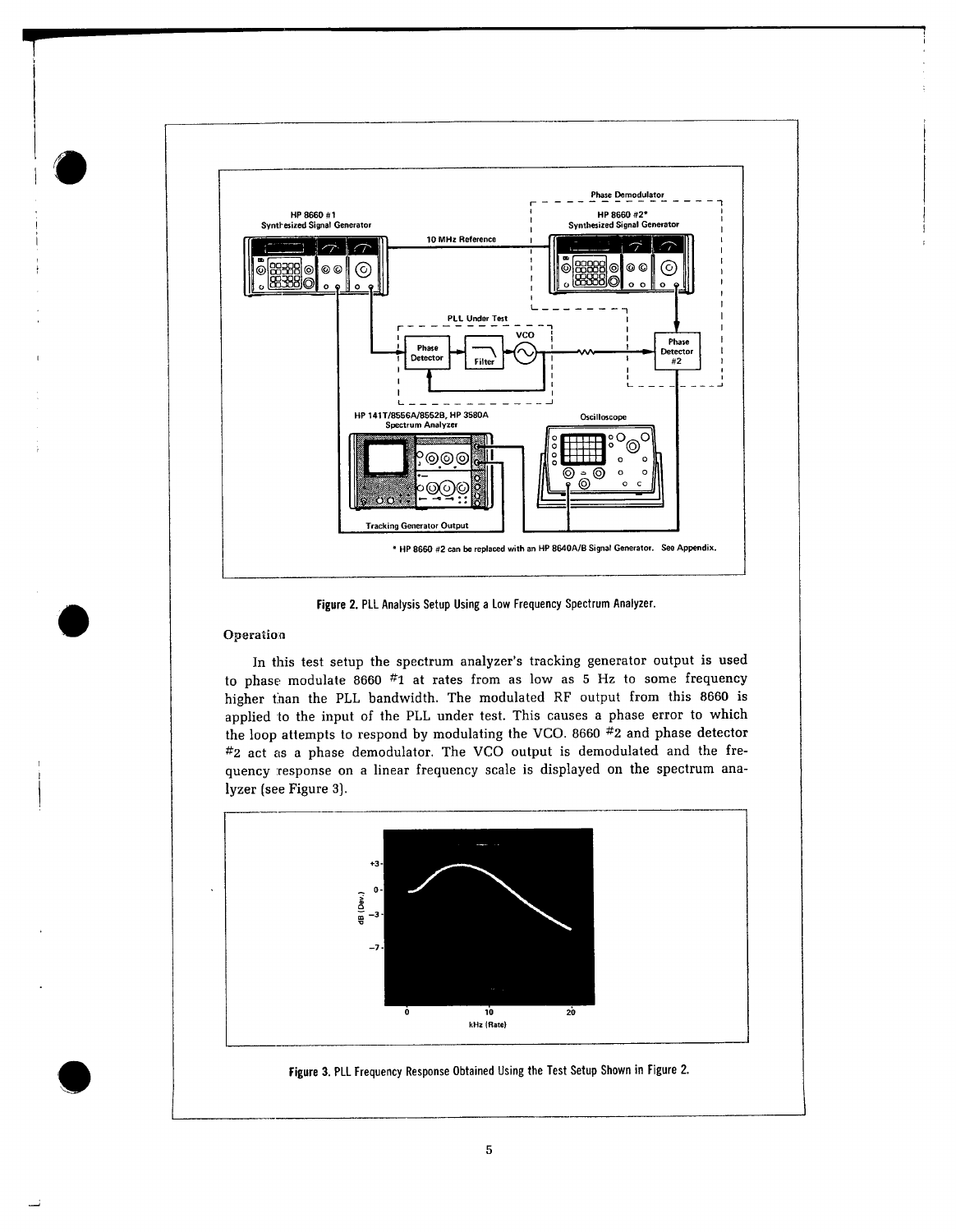Figure 2. PLL Analysis Setup Using a Low Frequency Spectrum Analyzer.

* HP 8660 #2 can be replaced with an HP 8640A/B Signal Generator. See Appendix.

## Operation

In this test setup the spectrum analyzer's tracking generator output is used to phase modulate 8660 #1 at rates from as low as 5 Hz to some frequency higher than the PLL bandwidth. The modulated RF output from this 8660 is applied to the input of the PLL under test. This causes a phase error to which the loop attempts to respond by modulating the VCO. 8660 #2 and phase detector #2 act as a phase demodulator. The VCO output is demodulated and the frequency response on a linear frequency scale is displayed on the spectrum analyzer (see Figure 3).

Figure 3. PLL Frequency Response Obtained Using the Test Setup Shown in Figure 2.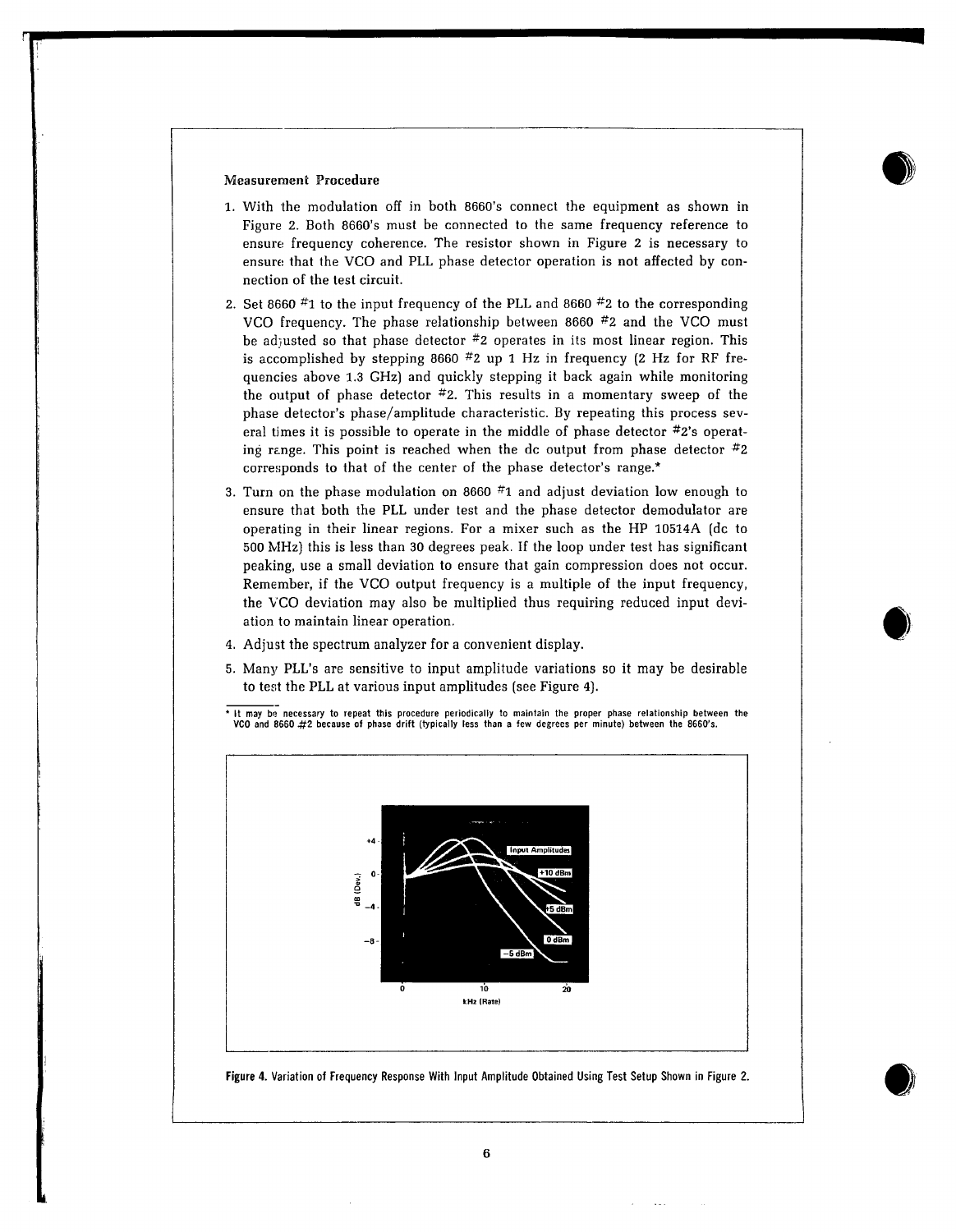### Measurement Procedure

1. With the modulation off in both 8660's connect the equipment as shown in Figure 2. Both 8660's must be connected to the same frequency reference to ensure frequency coherence. The resistor shown in Figure 2 is necessary to ensure that the VCO and PLL phase detector operation is not affected by connection of the test circuit.
2. Set 8660 #1 to the input frequency of the PLL and 8660 #2 to the corresponding VCO frequency. The phase relationship between 8660 #2 and the VCO must be adjusted so that phase detector #2 operates in its most linear region. This is accomplished by stepping 8660 #2 up 1 Hz in frequency (2 Hz for RF frequencies above 1.3 GHz) and quickly stepping it back again while monitoring the output of phase detector #2. This results in a momentary sweep of the phase detector's phase/amplitude characteristic. By repeating this process several times it is possible to operate in the middle of phase detector #2's operating range. This point is reached when the dc output from phase detector #2 corresponds to that of the center of the phase detector's range.*
3. Turn on the phase modulation on 8660 #1 and adjust deviation low enough to ensure that both the PLL under test and the phase detector demodulator are operating in their linear regions. For a mixer such as the HP 10514A (dc to 500 MHz) this is less than 30 degrees peak. If the loop under test has significant peaking, use a small deviation to ensure that gain compression does not occur. Remember, if the VCO output frequency is a multiple of the input frequency, the VCO deviation may also be multiplied thus requiring reduced input deviation to maintain linear operation.
4. Adjust the spectrum analyzer for a convenient display.
5. Many PLL's are sensitive to input amplitude variations so it may be desirable to test the PLL at various input amplitudes (see Figure 4).

\* It may be necessary to repeat this procedure periodically to maintain the proper phase relationship between the VCO and 8660 #2 because of phase drift (typically less than a few degrees per minute) between the 8660's.

Figure 4. Variation of Frequency Response With Input Amplitude Obtained Using Test Setup Shown in Figure 2.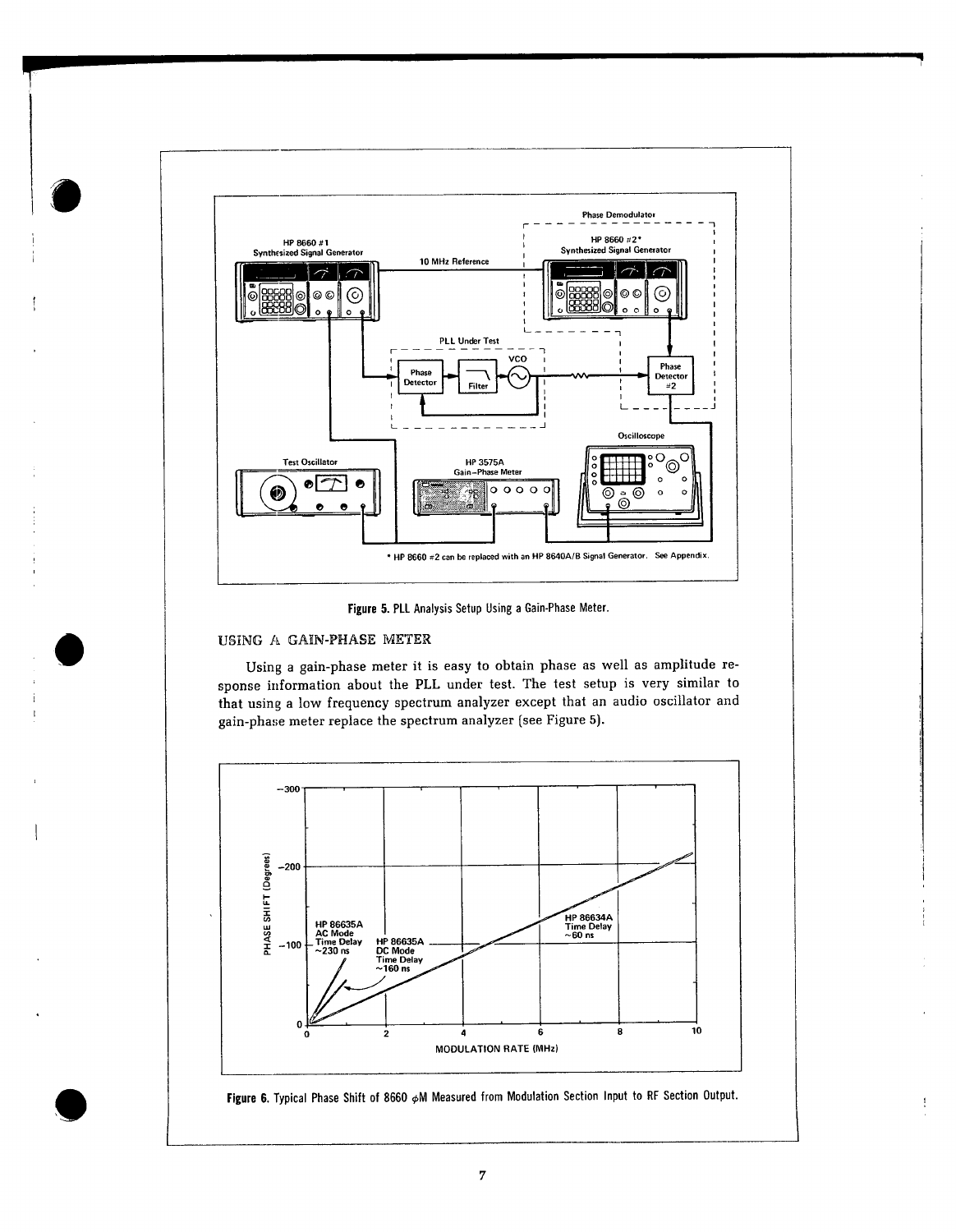Figure 5. PLL Analysis Setup Using a Gain-Phase Meter.

## USING A GAIN-PHASE METER

Using a gain-phase meter it is easy to obtain phase as well as amplitude response information about the PLL under test. The test setup is very similar to that using a low frequency spectrum analyzer except that an audio oscillator and gain-phase meter replace the spectrum analyzer (see Figure 5).

Figure 6. Typical Phase Shift of 8660 $\phi$M Measured from Modulation Section Input to RF Section Output.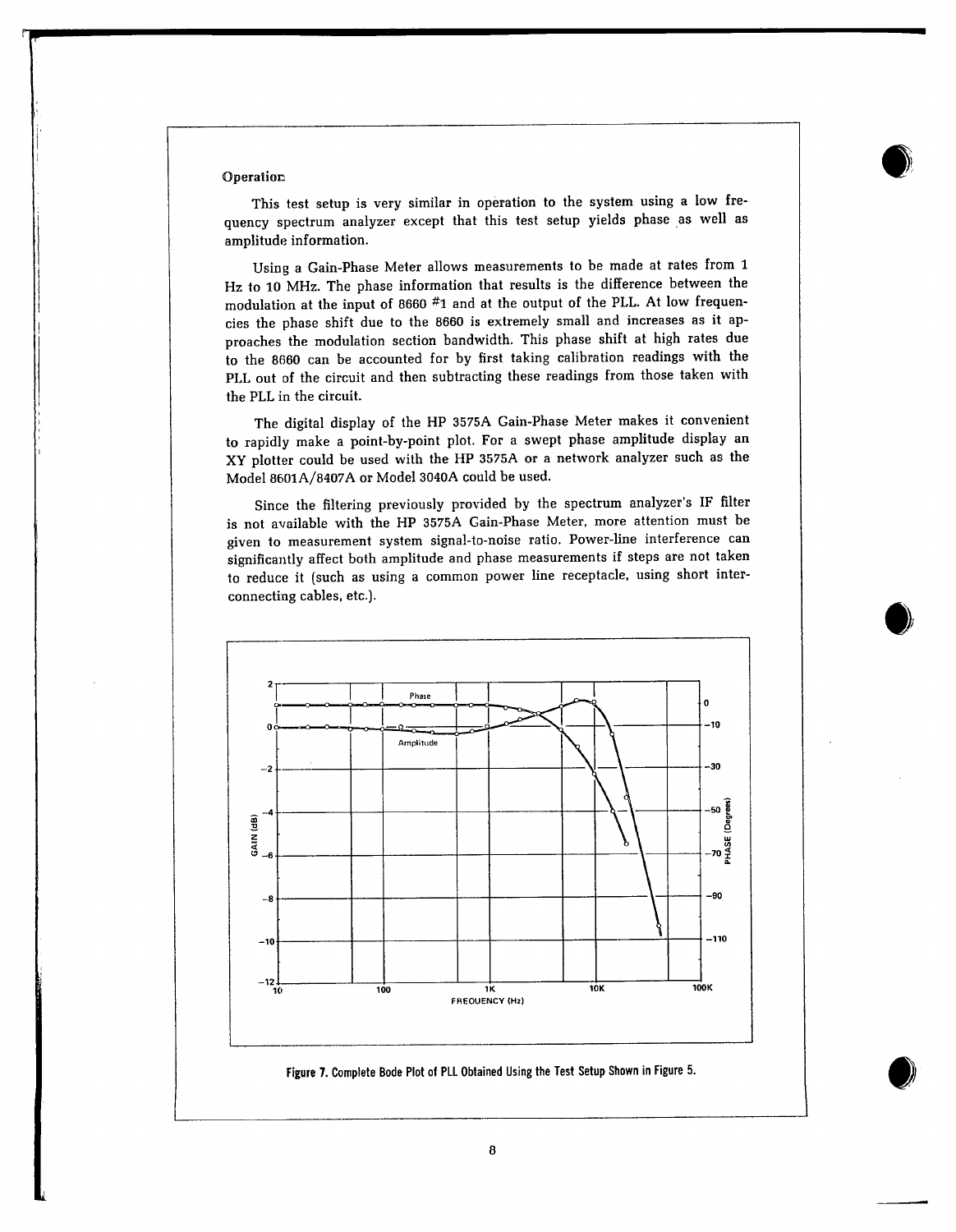### Operation

This test setup is very similar in operation to the system using a low frequency spectrum analyzer except that this test setup yields phase as well as amplitude information.

Using a Gain-Phase Meter allows measurements to be made at rates from 1 Hz to 10 MHz. The phase information that results is the difference between the modulation at the input of 8660 #1 and at the output of the PLL. At low frequencies the phase shift due to the 8660 is extremely small and increases as it approaches the modulation section bandwidth. This phase shift at high rates due to the 8660 can be accounted for by first taking calibration readings with the PLL out of the circuit and then subtracting these readings from those taken with the PLL in the circuit.

The digital display of the HP 3575A Gain-Phase Meter makes it convenient to rapidly make a point-by-point plot. For a swept phase amplitude display an XY plotter could be used with the HP 3575A or a network analyzer such as the Model 8601A/8407A or Model 3040A could be used.

Since the filtering previously provided by the spectrum analyzer's IF filter is not available with the HP 3575A Gain-Phase Meter, more attention must be given to measurement system signal-to-noise ratio. Power-line interference can significantly affect both amplitude and phase measurements if steps are not taken to reduce it (such as using a common power line receptacle, using short interconnecting cables, etc.).

**Figure 7. Complete Bode Plot of PLL Obtained Using the Test Setup Shown in Figure 5.**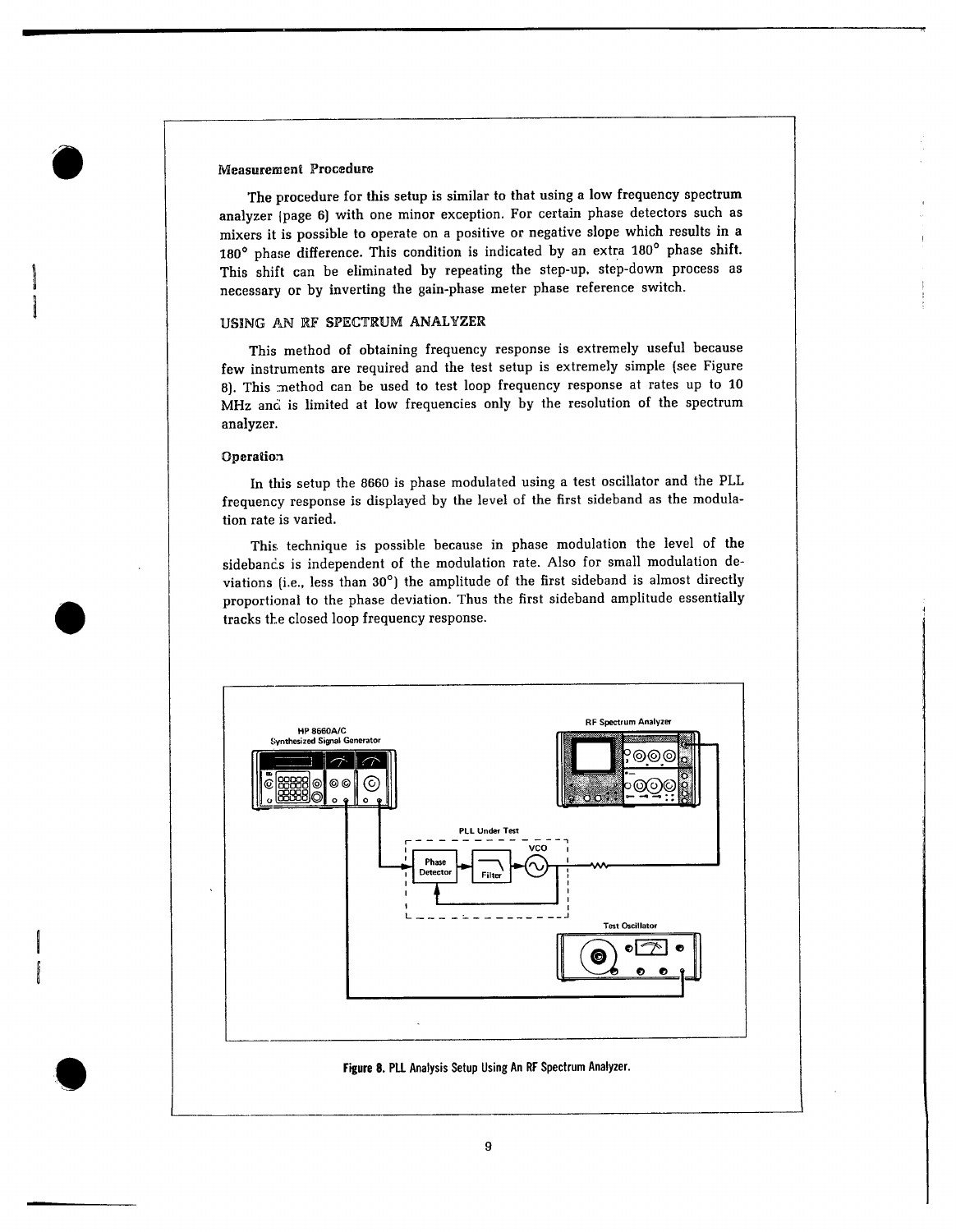### Measurement Procedure

The procedure for this setup is similar to that using a low frequency spectrum analyzer (page 6) with one minor exception. For certain phase detectors such as mixers it is possible to operate on a positive or negative slope which results in a 180° phase difference. This condition is indicated by an extra 180° phase shift. This shift can be eliminated by repeating the step-up, step-down process as necessary or by inverting the gain-phase meter phase reference switch.

## USING AN RF SPECTRUM ANALYZER

This method of obtaining frequency response is extremely useful because few instruments are required and the test setup is extremely simple (see Figure 8). This method can be used to test loop frequency response at rates up to 10 MHz and is limited at low frequencies only by the resolution of the spectrum analyzer.

### Operation

In this setup the 8660 is phase modulated using a test oscillator and the PLL frequency response is displayed by the level of the first sideband as the modulation rate is varied.

This technique is possible because in phase modulation the level of the sidebands is independent of the modulation rate. Also for small modulation deviations (i.e., less than 30°) the amplitude of the first sideband is almost directly proportional to the phase deviation. Thus the first sideband amplitude essentially tracks the closed loop frequency response.

**Figure 8.** PLL Analysis Setup Using An RF Spectrum Analyzer.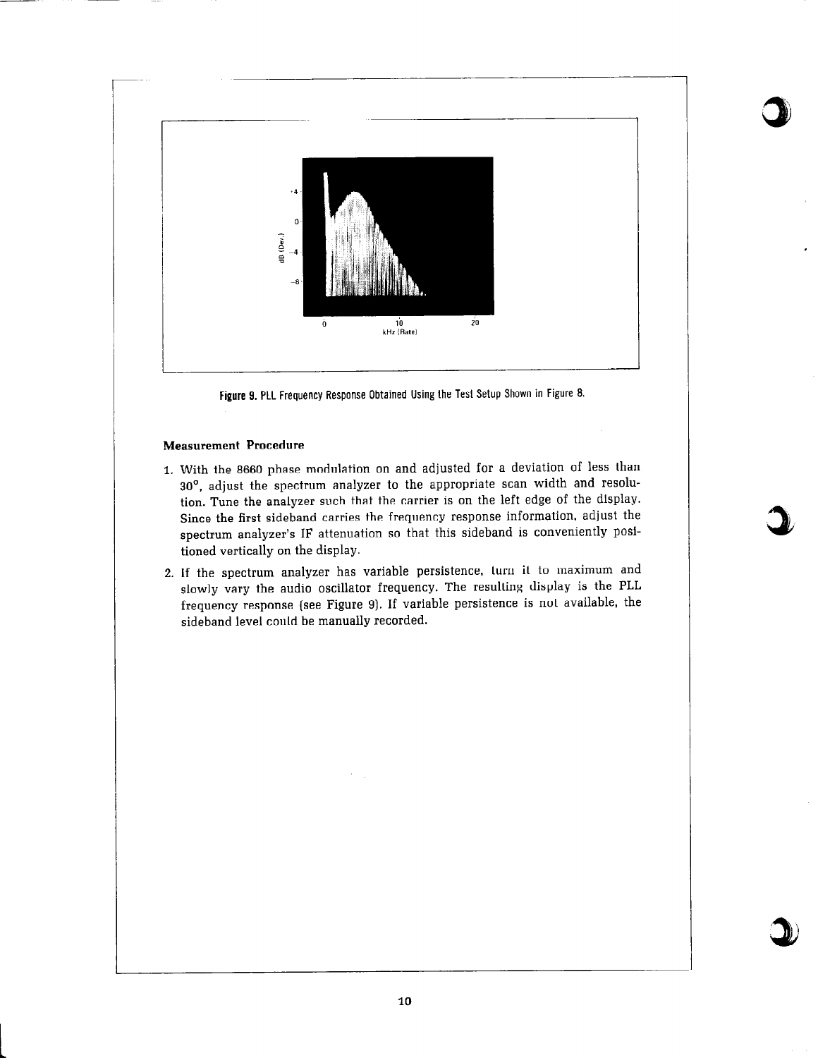Figure 9. PLL Frequency Response Obtained Using the Test Setup Shown in Figure 8.

### Measurement Procedure

1. With the 8660 phase modulation on and adjusted for a deviation of less than 30°, adjust the spectrum analyzer to the appropriate scan width and resolution. Tune the analyzer such that the carrier is on the left edge of the display. Since the first sideband carries the frequency response information, adjust the spectrum analyzer's IF attenuation so that this sideband is conveniently positioned vertically on the display.
2. If the spectrum analyzer has variable persistence, turn it to maximum and slowly vary the audio oscillator frequency. The resulting display is the PLL frequency response (see Figure 9). If variable persistence is not available, the sideband level could be manually recorded.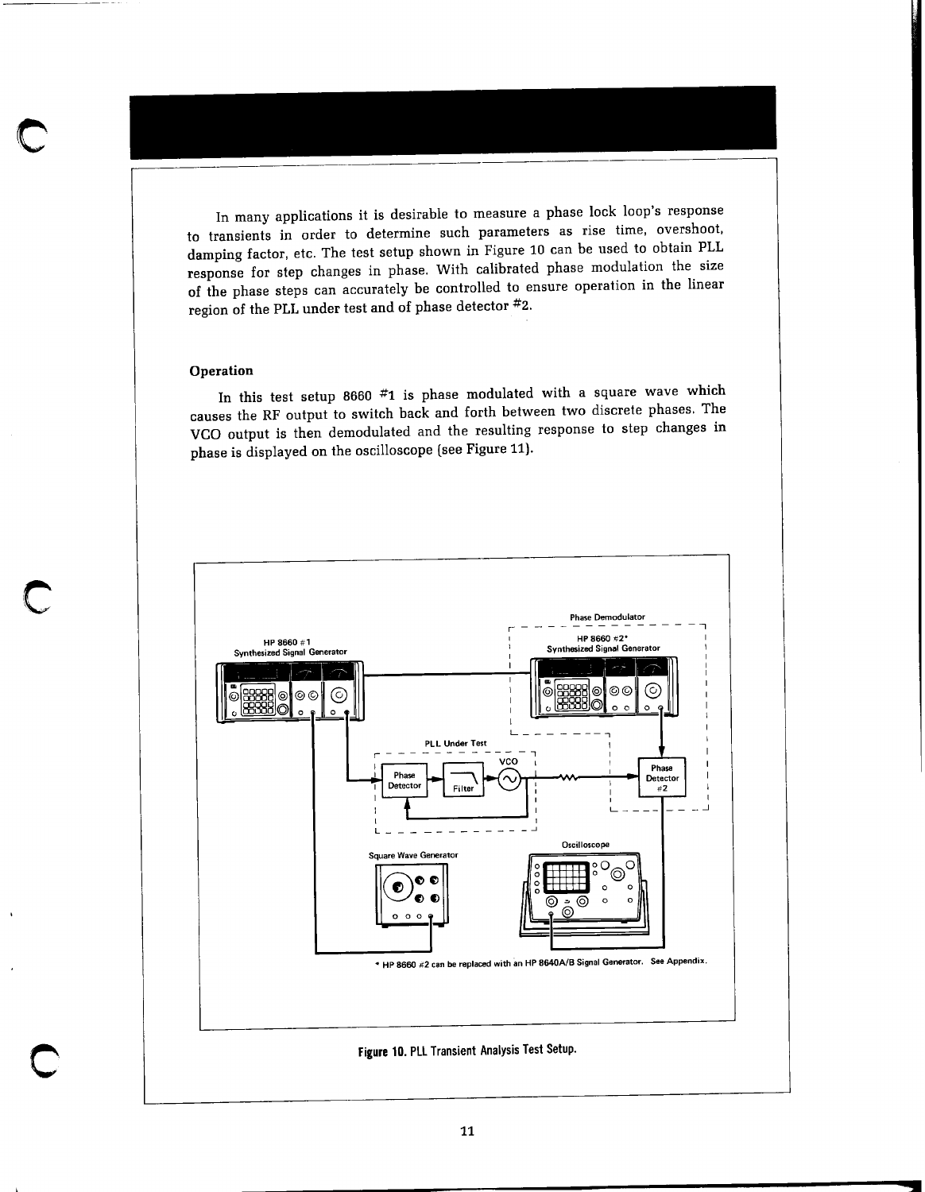In many applications it is desirable to measure a phase lock loop's response to transients in order to determine such parameters as rise time, overshoot, damping factor, etc. The test setup shown in Figure 10 can be used to obtain PLL response for step changes in phase. With calibrated phase modulation the size of the phase steps can accurately be controlled to ensure operation in the linear region of the PLL under test and of phase detector #2.

### Operation

In this test setup 8660 #1 is phase modulated with a square wave which causes the RF output to switch back and forth between two discrete phases. The VCO output is then demodulated and the resulting response to step changes in phase is displayed on the oscilloscope (see Figure 11).

Phase Demodulator

HP 8660 #1 Synthesized Signal Generator

HP 8660 #2* Synthesized Signal Generator

PLL Under Test

Phase Detector

Filter

VCO

Phase Detector #2

Square Wave Generator

Oscilloscope

* HP 8660 #2 can be replaced with an HP 8640A/B Signal Generator. See Appendix.

**Figure 10.** PLL Transient Analysis Test Setup.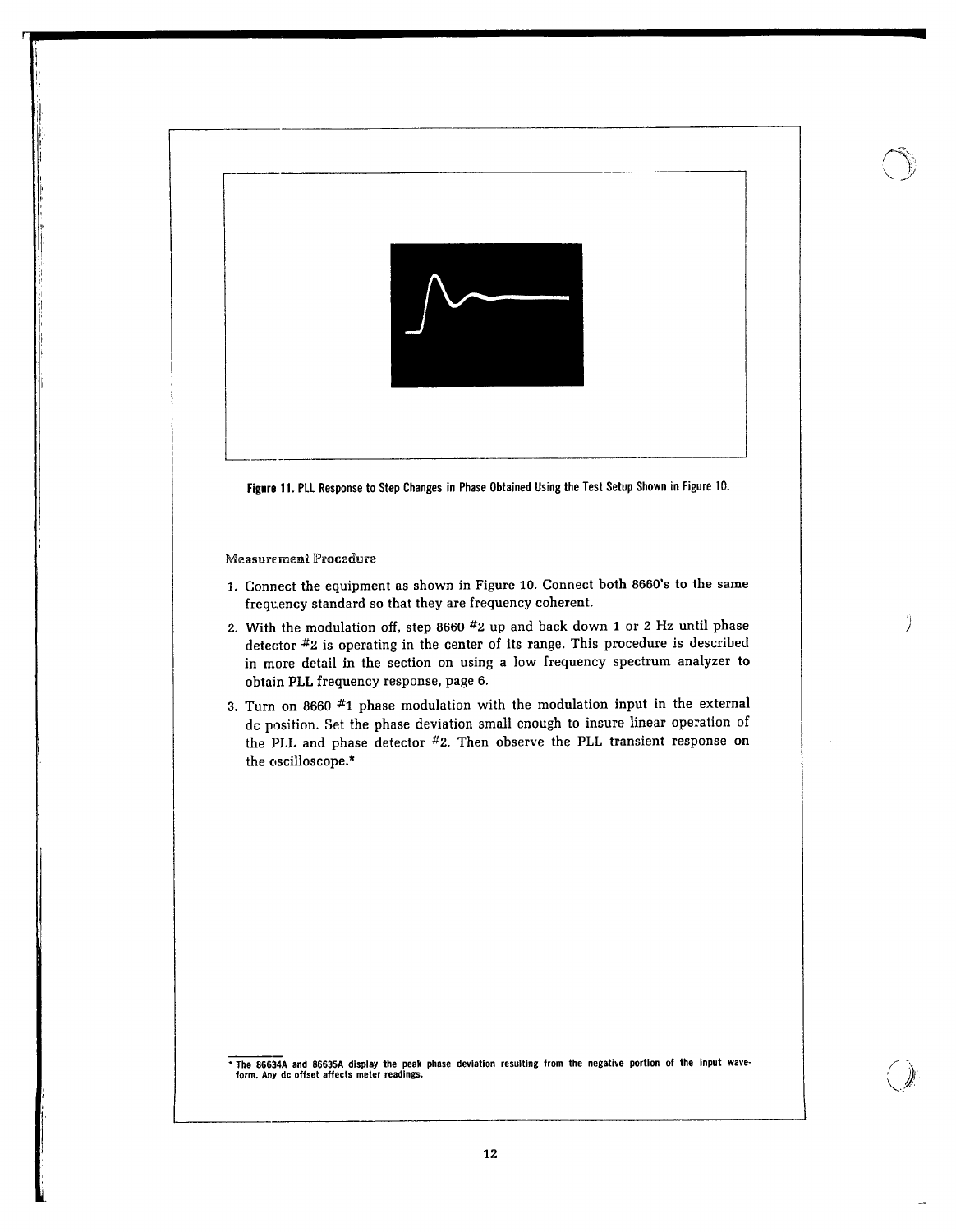Figure 11. PLL Response to Step Changes in Phase Obtained Using the Test Setup Shown in Figure 10.

Measurement Procedure

1. Connect the equipment as shown in Figure 10. Connect both 8660's to the same frequency standard so that they are frequency coherent.
2. With the modulation off, step 8660 #2 up and back down 1 or 2 Hz until phase detector #2 is operating in the center of its range. This procedure is described in more detail in the section on using a low frequency spectrum analyzer to obtain PLL frequency response, page 6.
3. Turn on 8660 #1 phase modulation with the modulation input in the external dc position. Set the phase deviation small enough to insure linear operation of the PLL and phase detector #2. Then observe the PLL transient response on the oscilloscope.*

* The 86634A and 86635A display the peak phase deviation resulting from the negative portion of the input waveform. Any dc offset affects meter readings.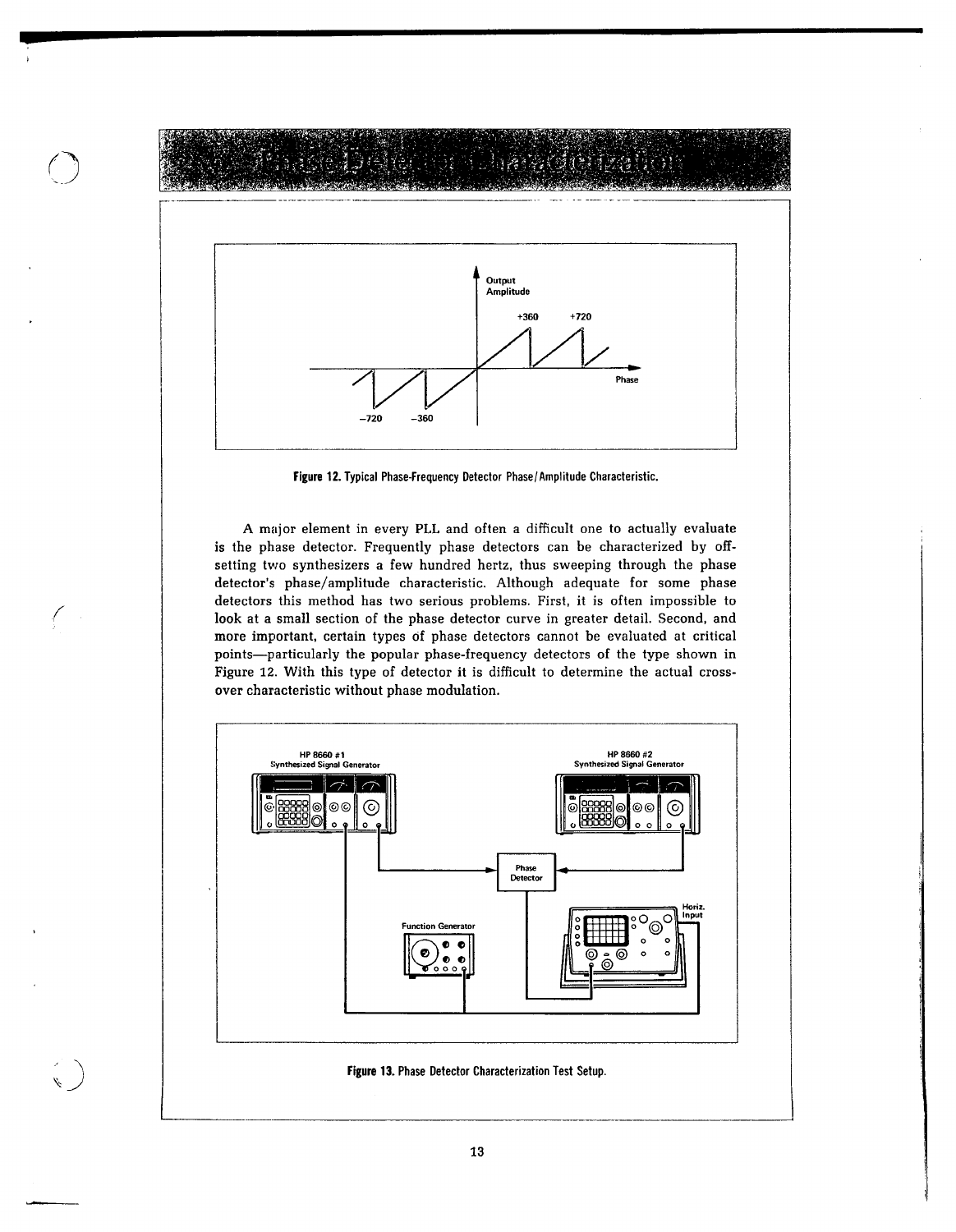## Phase Detector Characterization

Figure 12. Typical Phase-Frequency Detector Phase/Amplitude Characteristic.

A major element in every PLL and often a difficult one to actually evaluate is the phase detector. Frequently phase detectors can be characterized by offsetting two synthesizers a few hundred hertz, thus sweeping through the phase detector's phase/amplitude characteristic. Although adequate for some phase detectors this method has two serious problems. First, it is often impossible to look at a small section of the phase detector curve in greater detail. Second, and more important, certain types of phase detectors cannot be evaluated at critical points—particularly the popular phase-frequency detectors of the type shown in Figure 12. With this type of detector it is difficult to determine the actual crossover characteristic without phase modulation.

Figure 13. Phase Detector Characterization Test Setup.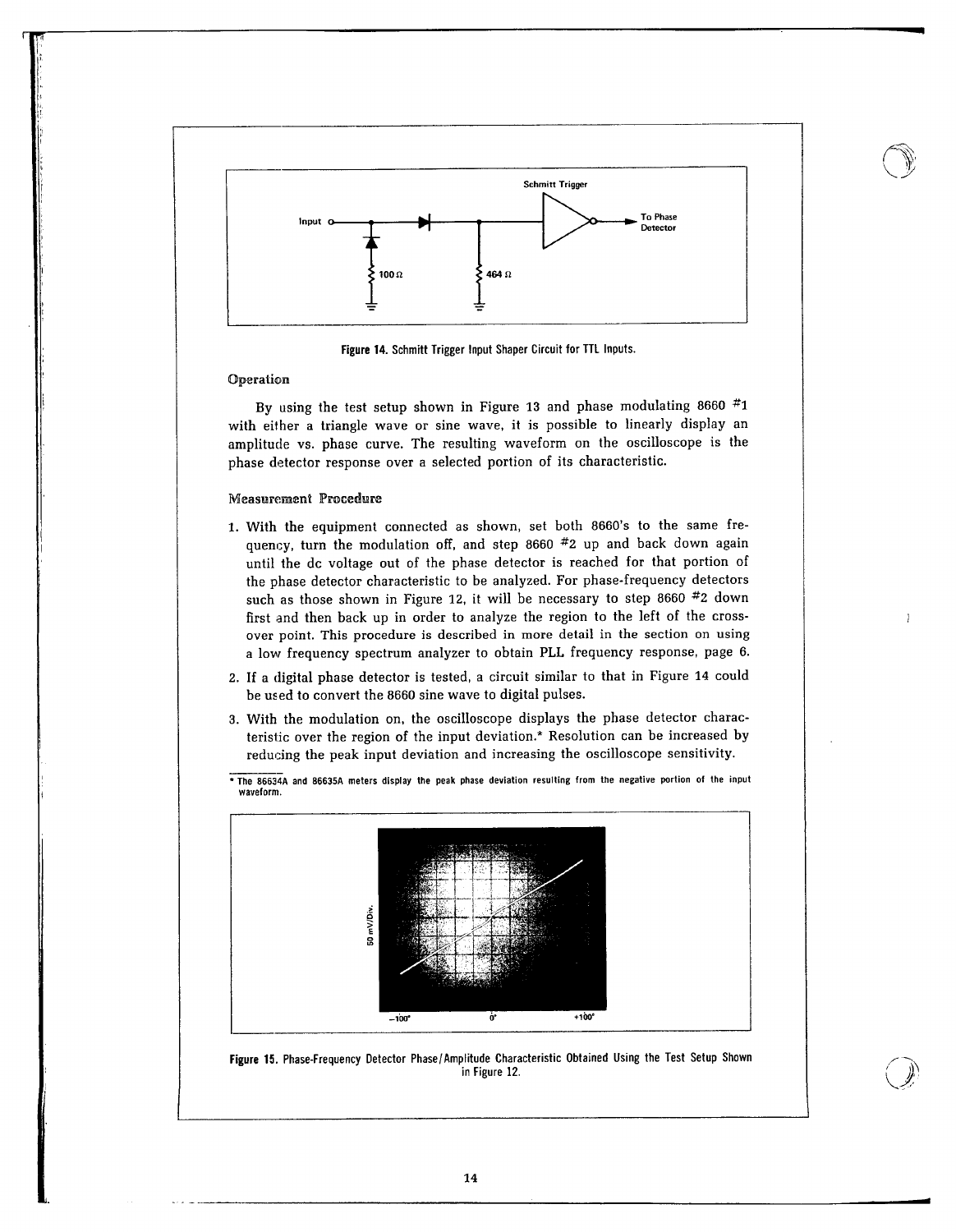Figure 14. Schmitt Trigger Input Shaper Circuit for TTL Inputs.

### Operation

By using the test setup shown in Figure 13 and phase modulating 8660 #1 with either a triangle wave or sine wave, it is possible to linearly display an amplitude vs. phase curve. The resulting waveform on the oscilloscope is the phase detector response over a selected portion of its characteristic.

### Measurement Procedure

1. With the equipment connected as shown, set both 8660's to the same frequency, turn the modulation off, and step 8660 #2 up and back down again until the dc voltage out of the phase detector is reached for that portion of the phase detector characteristic to be analyzed. For phase-frequency detectors such as those shown in Figure 12, it will be necessary to step 8660 #2 down first and then back up in order to analyze the region to the left of the cross-over point. This procedure is described in more detail in the section on using a low frequency spectrum analyzer to obtain PLL frequency response, page 6.
2. If a digital phase detector is tested, a circuit similar to that in Figure 14 could be used to convert the 8660 sine wave to digital pulses.
3. With the modulation on, the oscilloscope displays the phase detector characteristic over the region of the input deviation.* Resolution can be increased by reducing the peak input deviation and increasing the oscilloscope sensitivity.

\* The 86634A and 86635A meters display the peak phase deviation resulting from the negative portion of the input waveform.

Figure 15. Phase-Frequency Detector Phase/Amplitude Characteristic Obtained Using the Test Setup Shown in Figure 12.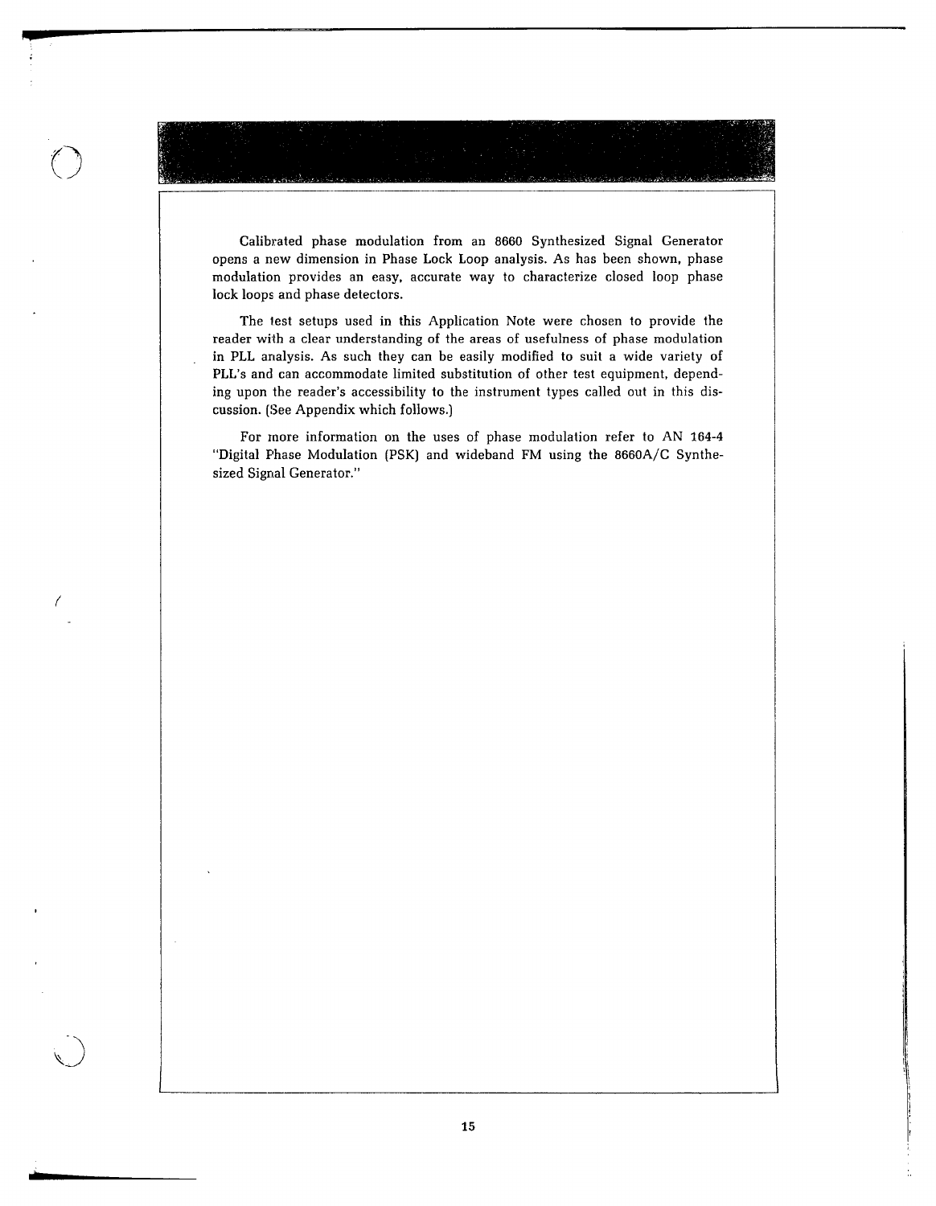Calibrated phase modulation from an 8660 Synthesized Signal Generator opens a new dimension in Phase Lock Loop analysis. As has been shown, phase modulation provides an easy, accurate way to characterize closed loop phase lock loops and phase detectors.

The test setups used in this Application Note were chosen to provide the reader with a clear understanding of the areas of usefulness of phase modulation in PLL analysis. As such they can be easily modified to suit a wide variety of PLL's and can accommodate limited substitution of other test equipment, depending upon the reader's accessibility to the instrument types called out in this discussion. (See Appendix which follows.)

For more information on the uses of phase modulation refer to AN 164-4 "Digital Phase Modulation (PSK) and wideband FM using the 8660A/C Synthesized Signal Generator."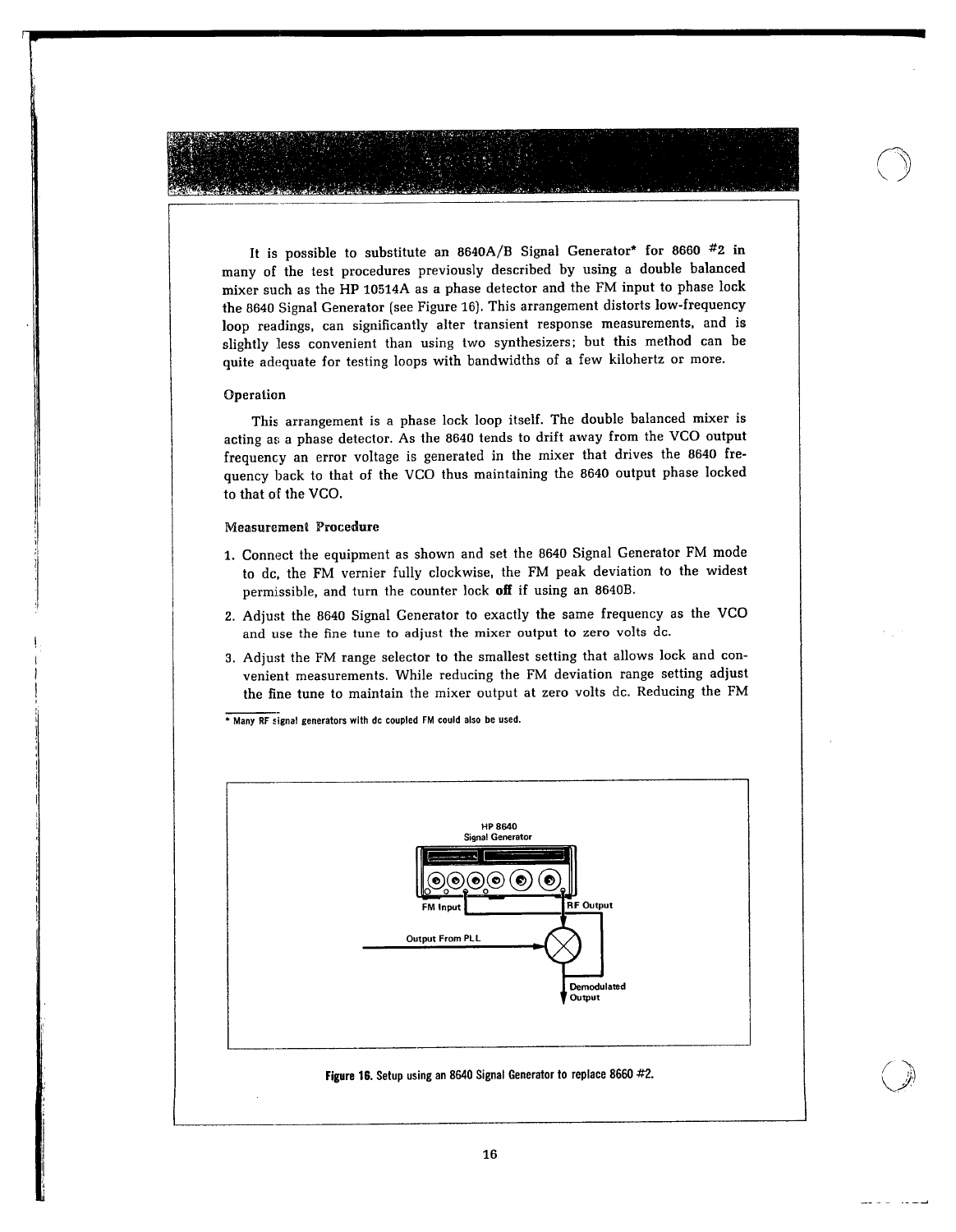It is possible to substitute an 8640A/B Signal Generator* for 8660 #2 in many of the test procedures previously described by using a double balanced mixer such as the HP 10514A as a phase detector and the FM input to phase lock the 8640 Signal Generator (see Figure 16). This arrangement distorts low-frequency loop readings, can significantly alter transient response measurements, and is slightly less convenient than using two synthesizers; but this method can be quite adequate for testing loops with bandwidths of a few kilohertz or more.

### Operation

This arrangement is a phase lock loop itself. The double balanced mixer is acting as a phase detector. As the 8640 tends to drift away from the VCO output frequency an error voltage is generated in the mixer that drives the 8640 frequency back to that of the VCO thus maintaining the 8640 output phase locked to that of the VCO.

### Measurement Procedure

1. Connect the equipment as shown and set the 8640 Signal Generator FM mode to dc, the FM vernier fully clockwise, the FM peak deviation to the widest permissible, and turn the counter lock **off** if using an 8640B.
2. Adjust the 8640 Signal Generator to exactly the same frequency as the VCO and use the fine tune to adjust the mixer output to zero volts dc.
3. Adjust the FM range selector to the smallest setting that allows lock and convenient measurements. While reducing the FM deviation range setting adjust the fine tune to maintain the mixer output at zero volts dc. Reducing the FM

\* Many RF signal generators with dc coupled FM could also be used.

HP 8640 Signal Generator

FM Input

RF Output

Output From PLL

Demodulated Output

**Figure 16.** Setup using an 8640 Signal Generator to replace 8660 #2.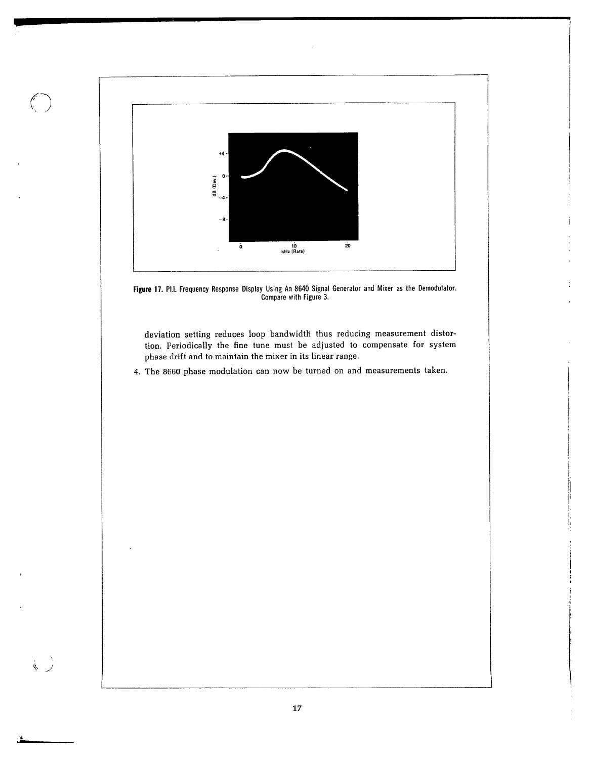Figure 17. PLL Frequency Response Display Using An 8640 Signal Generator and Mixer as the Demodulator. Compare with Figure 3.

deviation setting reduces loop bandwidth thus reducing measurement distortion. Periodically the fine tune must be adjusted to compensate for system phase drift and to maintain the mixer in its linear range.

4. The 8660 phase modulation can now be turned on and measurements taken.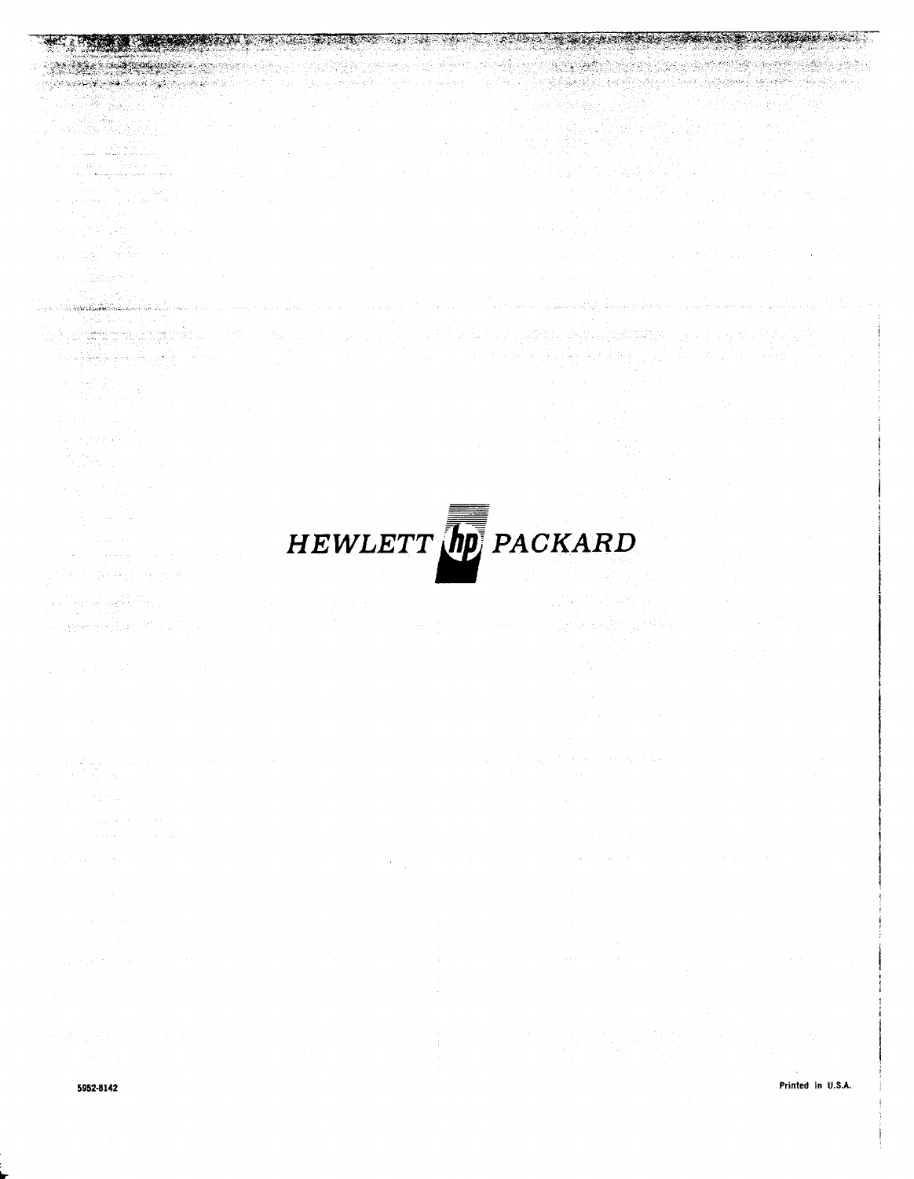HEWLETT hp PACKARD

5952-8142

Printed in U.S.A.